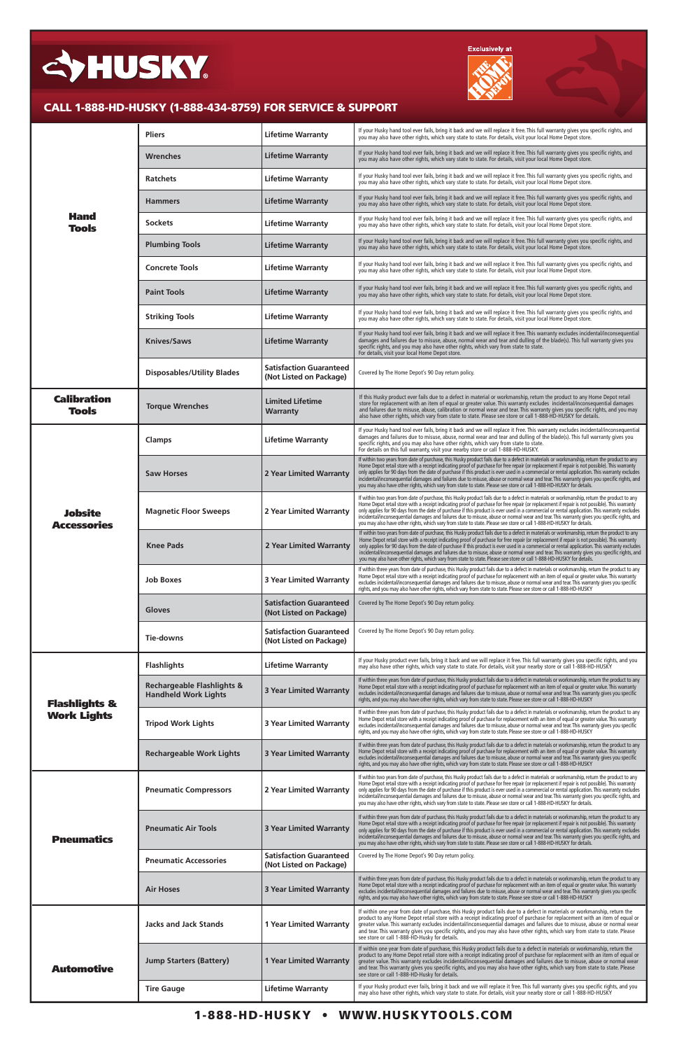# HUSKY

Exclusively at THE HOME DEPOT

**CALL 1-888-HD-HUSKY (1-888-434-8759) FOR SERVICE & SUPPORT**

| Category | Product | Warranty | Details |
|---|---|---|---|
| **Hand Tools** | Pliers | Lifetime Warranty | If your Husky hand tool ever fails, bring it back and we will replace it free. This full warranty gives you specific rights, and you may also have other rights, which vary state to state. For details, visit your local Home Depot store. |
| | Wrenches | Lifetime Warranty | If your Husky hand tool ever fails, bring it back and we will replace it free. This full warranty gives you specific rights, and you may also have other rights, which vary state to state. For details, visit your local Home Depot store. |
| | Ratchets | Lifetime Warranty | If your Husky hand tool ever fails, bring it back and we will replace it free. This full warranty gives you specific rights, and you may also have other rights, which vary state to state. For details, visit your local Home Depot store. |
| | Hammers | Lifetime Warranty | If your Husky hand tool ever fails, bring it back and we will replace it free. This full warranty gives you specific rights, and you may also have other rights, which vary state to state. For details, visit your local Home Depot store. |
| | Sockets | Lifetime Warranty | If your Husky hand tool ever fails, bring it back and we will replace it free. This full warranty gives you specific rights, and you may also have other rights, which vary state to state. For details, visit your local Home Depot store. |
| | Plumbing Tools | Lifetime Warranty | If your Husky hand tool ever fails, bring it back and we will replace it free. This full warranty gives you specific rights, and you may also have other rights, which vary state to state. For details, visit your local Home Depot store. |
| | Concrete Tools | Lifetime Warranty | If your Husky hand tool ever fails, bring it back and we will replace it free. This full warranty gives you specific rights, and you may also have other rights, which vary state to state. For details, visit your local Home Depot store. |
| | Paint Tools | Lifetime Warranty | If your Husky hand tool ever fails, bring it back and we will replace it free. This full warranty gives you specific rights, and you may also have other rights, which vary state to state. For details, visit your local Home Depot store. |
| | Striking Tools | Lifetime Warranty | If your Husky hand tool ever fails, bring it back and we will replace it free. This full warranty gives you specific rights, and you may also have other rights, which vary state to state. For details, visit your local Home Depot store. |
| | Knives/Saws | Lifetime Warranty | If your Husky hand tool ever fails, bring it back and we will replace it free. This warranty excludes incidental/inconsequential damages and failures due to misuse, abuse, normal wear and tear and dulling of the blade(s). This full warranty gives you specific rights, and you may also have other rights, which vary from state to state. For details, visit your local Home Depot store. |
| | Disposables/Utility Blades | Satisfaction Guaranteed (Not Listed on Package) | Covered by The Home Depot's 90 Day return policy. |
| **Calibration Tools** | Torque Wrenches | Limited Lifetime Warranty | If this Husky product ever fails due to a defect in material or workmanship, return the product to any Home Depot retail store for replacement with an item of equal or greater value. This warranty excludes incidental/inconsequential damages and failures due to misuse, abuse, calibration or normal wear and tear. This warranty gives you specific rights, and you may also have other rights, which vary from state to state. Please see store or call 1-888-HD-HUSKY for details. |
| **Jobsite Accessories** | Clamps | Lifetime Warranty | If your Husky hand tool ever fails, bring it back and we will replace it free. This warranty excludes incidental/inconsequential damages and failures due to misuse, abuse, normal wear and tear and dulling of the blade(s). This full warranty gives you specific rights, and you may also have other rights, which vary from state to state. For details on this full warranty, visit your nearby store or call 1-888-HD-HUSKY. |
| | Saw Horses | 2 Year Limited Warranty | If within two years from date of purchase, this Husky product fails due to a defect in materials or workmanship, return the product to any Home Depot retail store with a receipt indicating proof of purchase for free repair (or replacement if repair is not possible). This warranty only applies for 90 days from the date of purchase if this product is ever used in a commercial or rental application. This warranty excludes incidental/inconsequential damages and failures due to misuse, abuse or normal wear and tear. This warranty gives you specific rights, and you may also have other rights, which vary from state to state. Please see store or call 1-888-HD-HUSKY for details. |
| | Magnetic Floor Sweeps | 2 Year Limited Warranty | If within two years from date of purchase, this Husky product fails due to a defect in materials or workmanship, return the product to any Home Depot retail store with a receipt indicating proof of purchase for free repair (or replacement if repair is not possible). This warranty only applies for 90 days from the date of purchase if this product is ever used in a commercial or rental application. This warranty excludes incidental/inconsequential damages and failures due to misuse, abuse or normal wear and tear. This warranty gives you specific rights, and you may also have other rights, which vary from state to state. Please see store or call 1-888-HD-HUSKY for details. |
| | Knee Pads | 2 Year Limited Warranty | If within two years from date of purchase, this Husky product fails due to a defect in materials or workmanship, return the product to any Home Depot retail store with a receipt indicating proof of purchase for free repair (or replacement if repair is not possible). This warranty only applies for 90 days from the date of purchase if this product is ever used in a commercial or rental application. This warranty excludes incidental/inconsequential damages and failures due to misuse, abuse or normal wear and tear. This warranty gives you specific rights, and you may also have other rights, which vary from state to state. Please see store or call 1-888-HD-HUSKY for details. |
| | Job Boxes | 3 Year Limited Warranty | If within three years from date of purchase, this Husky product fails due to a defect in materials or workmanship, return the product to any Home Depot retail store with a receipt indicating proof of purchase for replacement with an item of equal or greater value. This warranty excludes incidental/inconsequential damages and failures due to misuse, abuse or normal wear and tear. This warranty gives you specific rights, and you may also have other rights, which vary from state to state. Please see store or call 1-888-HD-HUSKY |
| | Gloves | Satisfaction Guaranteed (Not Listed on Package) | Covered by The Home Depot's 90 Day return policy. |
| | Tie-downs | Satisfaction Guaranteed (Not Listed on Package) | Covered by The Home Depot's 90 Day return policy. |
| **Flashlights & Work Lights** | Flashlights | Lifetime Warranty | If your Husky product ever fails, bring it back and we will replace it free. This full warranty gives you specific rights, and you may also have other rights, which vary state to state. For details, visit your nearby store or call 1-888-HD-HUSKY |
| | Rechargeable Flashlights & Handheld Work Lights | 3 Year Limited Warranty | If within three years from date of purchase, this Husky product fails due to a defect in materials or workmanship, return the product to any Home Depot retail store with a receipt indicating proof of purchase for replacement with an item of equal or greater value. This warranty excludes incidental/inconsequential damages and failures due to misuse, abuse or normal wear and tear. This warranty gives you specific rights, and you may also have other rights, which vary from state to state. Please see store or call 1-888-HD-HUSKY |
| | Tripod Work Lights | 3 Year Limited Warranty | If within three years from date of purchase, this Husky product fails due to a defect in materials or workmanship, return the product to any Home Depot retail store with a receipt indicating proof of purchase for replacement with an item of equal or greater value. This warranty excludes incidental/inconsequential damages and failures due to misuse, abuse or normal wear and tear. This warranty gives you specific rights, and you may also have other rights, which vary from state to state. Please see store or call 1-888-HD-HUSKY |
| | Rechargeable Work Lights | 3 Year Limited Warranty | If within three years from date of purchase, this Husky product fails due to a defect in materials or workmanship, return the product to any Home Depot retail store with a receipt indicating proof of purchase for replacement with an item of equal or greater value. This warranty excludes incidental/inconsequential damages and failures due to misuse, abuse or normal wear and tear. This warranty gives you specific rights, and you may also have other rights, which vary from state to state. Please see store or call 1-888-HD-HUSKY |
| **Pneumatics** | Pneumatic Compressors | 2 Year Limited Warranty | If within two years from date of purchase, this Husky product fails due to a defect in materials or workmanship, return the product to any Home Depot retail store with a receipt indicating proof of purchase for free repair (or replacement if repair is not possible). This warranty only applies for 90 days from the date of purchase if this product is ever used in a commercial or rental application. This warranty excludes incidental/inconsequential damages and failures due to misuse, abuse or normal wear and tear. This warranty gives you specific rights, and you may also have other rights, which vary from state to state. Please see store or call 1-888-HD-HUSKY for details. |
| | Pneumatic Air Tools | 3 Year Limited Warranty | If within three years from date of purchase, this Husky product fails due to a defect in materials or workmanship, return the product to any Home Depot retail store with a receipt indicating proof of purchase for free repair (or replacement if repair is not possible). This warranty only applies for 90 days from the date of purchase if this product is ever used in a commercial or rental application. This warranty excludes incidental/inconsequential damages and failures due to misuse, abuse or normal wear and tear. This warranty gives you specific rights, and you may also have other rights, which vary from state to state. Please see store or call 1-888-HD-HUSKY for details. |
| | Pneumatic Accessories | Satisfaction Guaranteed (Not Listed on Package) | Covered by The Home Depot's 90 Day return policy. |
| | Air Hoses | 3 Year Limited Warranty | If within three years from date of purchase, this Husky product fails due to a defect in materials or workmanship, return the product to any Home Depot retail store with a receipt indicating proof of purchase for replacement with an item of equal or greater value. This warranty excludes incidental/inconsequential damages and failures due to misuse, abuse or normal wear and tear. This warranty gives you specific rights, and you may also have other rights, which vary from state to state. Please see store or call 1-888-HD-HUSKY |
| **Automotive** | Jacks and Jack Stands | 1 Year Limited Warranty | If within one year from date of purchase, this Husky product fails due to a defect in materials or workmanship, return the product to any Home Depot retail store with a receipt indicating proof of purchase for replacement with an item of equal or greater value. This warranty excludes incidental/inconsequential damages and failures due to misuse, abuse or normal wear and tear. This warranty gives you specific rights, and you may also have other rights, which vary from state to state. Please see store or call 1-888-HD-Husky for details. |
| | Jump Starters (Battery) | 1 Year Limited Warranty | If within one year from date of purchase, this Husky product fails due to a defect in materials or workmanship, return the product to any Home Depot retail store with a receipt indicating proof of purchase for replacement with an item of equal or greater value. This warranty excludes incidental/inconsequential damages and failures due to misuse, abuse or normal wear and tear. This warranty gives you specific rights, and you may also have other rights, which vary from state to state. Please see store or call 1-888-HD-Husky for details. |
| | Tire Gauge | Lifetime Warranty | If your Husky product ever fails, bring it back and we will replace it free. This full warranty gives you specific rights, and you may also have other rights, which vary state to state. For details, visit your nearby store or call 1-888-HD-HUSKY |

**1-888-HD-HUSKY • WWW.HUSKYTOOLS.COM**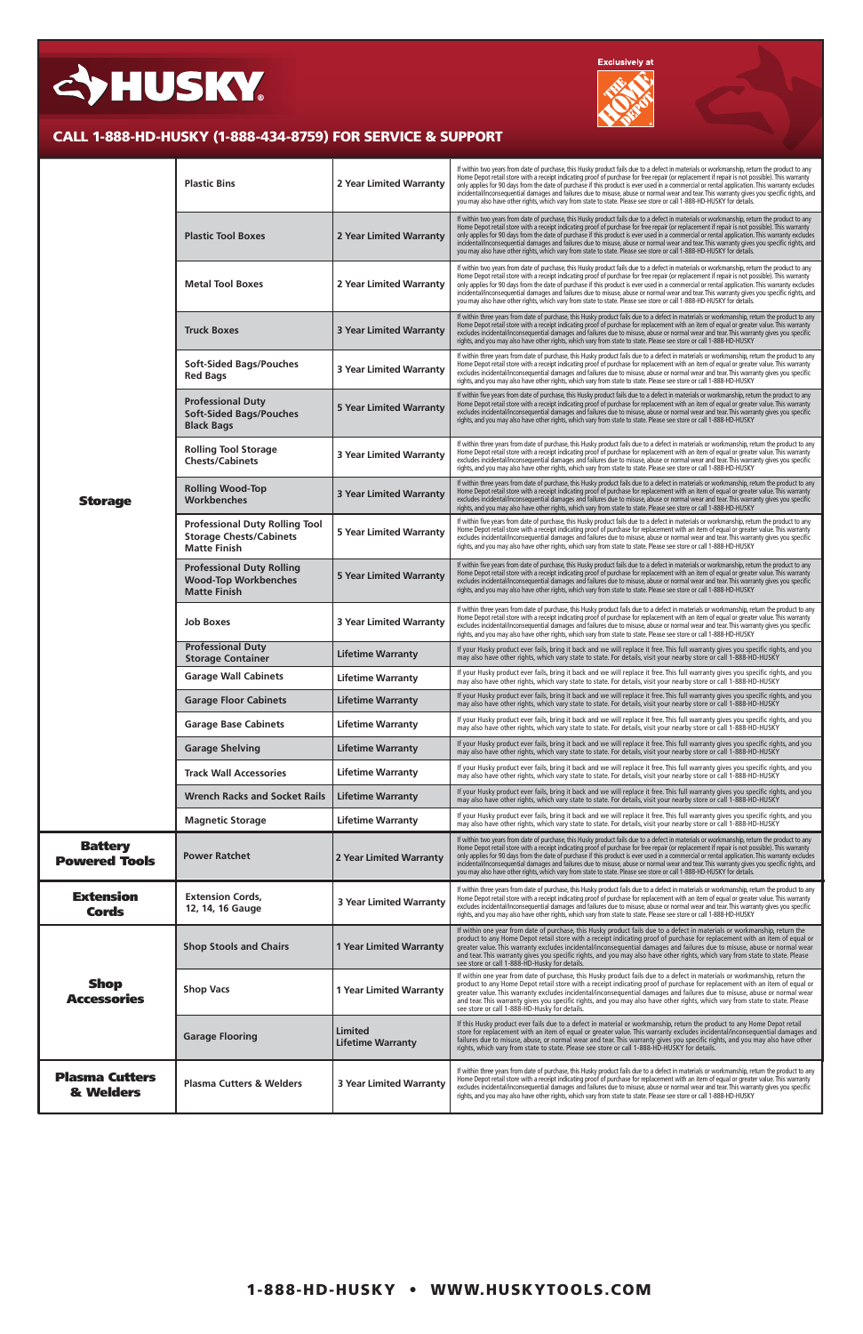# HUSKY

Exclusively at The Home Depot

## CALL 1-888-HD-HUSKY (1-888-434-8759) FOR SERVICE & SUPPORT

| | | | |
|---|---|---|---|
| **Storage** | Plastic Bins | 2 Year Limited Warranty | If within two years from date of purchase, this Husky product fails due to a defect in materials or workmanship, return the product to any Home Depot retail store with a receipt indicating proof of purchase for free repair (or replacement if repair is not possible). This warranty only applies for 90 days from the date of purchase if this product is ever used in a commercial or rental application. This warranty excludes incidental/inconsequential damages and failures due to misuse, abuse or normal wear and tear. This warranty gives you specific rights, and you may also have other rights, which vary from state to state. Please see store or call 1-888-HD-HUSKY for details. |
| | Plastic Tool Boxes | 2 Year Limited Warranty | If within two years from date of purchase, this Husky product fails due to a defect in materials or workmanship, return the product to any Home Depot retail store with a receipt indicating proof of purchase for free repair (or replacement if repair is not possible). This warranty only applies for 90 days from the date of purchase if this product is ever used in a commercial or rental application. This warranty excludes incidental/inconsequential damages and failures due to misuse, abuse or normal wear and tear. This warranty gives you specific rights, and you may also have other rights, which vary from state to state. Please see store or call 1-888-HD-HUSKY for details. |
| | Metal Tool Boxes | 2 Year Limited Warranty | If within two years from date of purchase, this Husky product fails due to a defect in materials or workmanship, return the product to any Home Depot retail store with a receipt indicating proof of purchase for free repair (or replacement if repair is not possible). This warranty only applies for 90 days from the date of purchase if this product is ever used in a commercial or rental application. This warranty excludes incidental/inconsequential damages and failures due to misuse, abuse or normal wear and tear. This warranty gives you specific rights, and you may also have other rights, which vary from state to state. Please see store or call 1-888-HD-HUSKY for details. |
| | Truck Boxes | 3 Year Limited Warranty | If within three years from date of purchase, this Husky product fails due to a defect in materials or workmanship, return the product to any Home Depot retail store with a receipt indicating proof of purchase for replacement with an item of equal or greater value. This warranty excludes incidental/inconsequential damages and failures due to misuse, abuse or normal wear and tear. This warranty gives you specific rights, and you may also have other rights, which vary from state to state. Please see store or call 1-888-HD-HUSKY |
| | Soft-Sided Bags/Pouches Red Bags | 3 Year Limited Warranty | If within three years from date of purchase, this Husky product fails due to a defect in materials or workmanship, return the product to any Home Depot retail store with a receipt indicating proof of purchase for replacement with an item of equal or greater value. This warranty excludes incidental/inconsequential damages and failures due to misuse, abuse or normal wear and tear. This warranty gives you specific rights, and you may also have other rights, which vary from state to state. Please see store or call 1-888-HD-HUSKY |
| | Professional Duty Soft-Sided Bags/Pouches Black Bags | 5 Year Limited Warranty | If within five years from date of purchase, this Husky product fails due to a defect in materials or workmanship, return the product to any Home Depot retail store with a receipt indicating proof of purchase for replacement with an item of equal or greater value. This warranty excludes incidental/inconsequential damages and failures due to misuse, abuse or normal wear and tear. This warranty gives you specific rights, and you may also have other rights, which vary from state to state. Please see store or call 1-888-HD-HUSKY |
| | Rolling Tool Storage Chests/Cabinets | 3 Year Limited Warranty | If within three years from date of purchase, this Husky product fails due to a defect in materials or workmanship, return the product to any Home Depot retail store with a receipt indicating proof of purchase for replacement with an item of equal or greater value. This warranty excludes incidental/inconsequential damages and failures due to misuse, abuse or normal wear and tear. This warranty gives you specific rights, and you may also have other rights, which vary from state to state. Please see store or call 1-888-HD-HUSKY |
| | Rolling Wood-Top Workbenches | 3 Year Limited Warranty | If within three years from date of purchase, this Husky product fails due to a defect in materials or workmanship, return the product to any Home Depot retail store with a receipt indicating proof of purchase for replacement with an item of equal or greater value. This warranty excludes incidental/inconsequential damages and failures due to misuse, abuse or normal wear and tear. This warranty gives you specific rights, and you may also have other rights, which vary from state to state. Please see store or call 1-888-HD-HUSKY |
| | Professional Duty Rolling Tool Storage Chests/Cabinets Matte Finish | 5 Year Limited Warranty | If within five years from date of purchase, this Husky product fails due to a defect in materials or workmanship, return the product to any Home Depot retail store with a receipt indicating proof of purchase for replacement with an item of equal or greater value. This warranty excludes incidental/inconsequential damages and failures due to misuse, abuse or normal wear and tear. This warranty gives you specific rights, and you may also have other rights, which vary from state to state. Please see store or call 1-888-HD-HUSKY |
| | Professional Duty Rolling Wood-Top Workbenches Matte Finish | 5 Year Limited Warranty | If within five years from date of purchase, this Husky product fails due to a defect in materials or workmanship, return the product to any Home Depot retail store with a receipt indicating proof of purchase for replacement with an item of equal or greater value. This warranty excludes incidental/inconsequential damages and failures due to misuse, abuse or normal wear and tear. This warranty gives you specific rights, and you may also have other rights, which vary from state to state. Please see store or call 1-888-HD-HUSKY |
| | Job Boxes | 3 Year Limited Warranty | If within three years from date of purchase, this Husky product fails due to a defect in materials or workmanship, return the product to any Home Depot retail store with a receipt indicating proof of purchase for replacement with an item of equal or greater value. This warranty excludes incidental/inconsequential damages and failures due to misuse, abuse or normal wear and tear. This warranty gives you specific rights, and you may also have other rights, which vary from state to state. Please see store or call 1-888-HD-HUSKY |
| | Professional Duty Storage Container | Lifetime Warranty | If your Husky product ever fails, bring it back and we will replace it free. This full warranty gives you specific rights, and you may also have other rights, which vary state to state. For details, visit your nearby store or call 1-888-HD-HUSKY |
| | Garage Wall Cabinets | Lifetime Warranty | If your Husky product ever fails, bring it back and we will replace it free. This full warranty gives you specific rights, and you may also have other rights, which vary state to state. For details, visit your nearby store or call 1-888-HD-HUSKY |
| | Garage Floor Cabinets | Lifetime Warranty | If your Husky product ever fails, bring it back and we will replace it free. This full warranty gives you specific rights, and you may also have other rights, which vary state to state. For details, visit your nearby store or call 1-888-HD-HUSKY |
| | Garage Base Cabinets | Lifetime Warranty | If your Husky product ever fails, bring it back and we will replace it free. This full warranty gives you specific rights, and you may also have other rights, which vary state to state. For details, visit your nearby store or call 1-888-HD-HUSKY |
| | Garage Shelving | Lifetime Warranty | If your Husky product ever fails, bring it back and we will replace it free. This full warranty gives you specific rights, and you may also have other rights, which vary state to state. For details, visit your nearby store or call 1-888-HD-HUSKY |
| | Track Wall Accessories | Lifetime Warranty | If your Husky product ever fails, bring it back and we will replace it free. This full warranty gives you specific rights, and you may also have other rights, which vary state to state. For details, visit your nearby store or call 1-888-HD-HUSKY |
| | Wrench Racks and Socket Rails | Lifetime Warranty | If your Husky product ever fails, bring it back and we will replace it free. This full warranty gives you specific rights, and you may also have other rights, which vary state to state. For details, visit your nearby store or call 1-888-HD-HUSKY |
| | Magnetic Storage | Lifetime Warranty | If your Husky product ever fails, bring it back and we will replace it free. This full warranty gives you specific rights, and you may also have other rights, which vary state to state. For details, visit your nearby store or call 1-888-HD-HUSKY |
| **Battery Powered Tools** | Power Ratchet | 2 Year Limited Warranty | If within two years from date of purchase, this Husky product fails due to a defect in materials or workmanship, return the product to any Home Depot retail store with a receipt indicating proof of purchase for free repair (or replacement if repair is not possible). This warranty only applies for 90 days from the date of purchase if this product is ever used in a commercial or rental application. This warranty excludes incidental/inconsequential damages and failures due to misuse, abuse or normal wear and tear. This warranty gives you specific rights, and you may also have other rights, which vary from state to state. Please see store or call 1-888-HD-HUSKY for details. |
| **Extension Cords** | Extension Cords, 12, 14, 16 Gauge | 3 Year Limited Warranty | If within three years from date of purchase, this Husky product fails due to a defect in materials or workmanship, return the product to any Home Depot retail store with a receipt indicating proof of purchase for replacement with an item of equal or greater value. This warranty excludes incidental/inconsequential damages and failures due to misuse, abuse or normal wear and tear. This warranty gives you specific rights, and you may also have other rights, which vary from state to state. Please see store or call 1-888-HD-HUSKY |
| **Shop Accessories** | Shop Stools and Chairs | 1 Year Limited Warranty | If within one year from date of purchase, this Husky product fails due to a defect in materials or workmanship, return the product to any Home Depot retail store with a receipt indicating proof of purchase for replacement with an item of equal or greater value. This warranty excludes incidental/inconsequential damages and failures due to misuse, abuse or normal wear and tear. This warranty gives you specific rights, and you may also have other rights, which vary from state to state. Please see store or call 1-888-HD-Husky for details. |
| | Shop Vacs | 1 Year Limited Warranty | If within one year from date of purchase, this Husky product fails due to a defect in materials or workmanship, return the product to any Home Depot retail store with a receipt indicating proof of purchase for replacement with an item of equal or greater value. This warranty excludes incidental/inconsequential damages and failures due to misuse, abuse or normal wear and tear. This warranty gives you specific rights, and you may also have other rights, which vary from state to state. Please see store or call 1-888-HD-Husky for details. |
| | Garage Flooring | Limited Lifetime Warranty | If this Husky product ever fails due to a defect in material or workmanship, return the product to any Home Depot retail store for replacement with an item of equal or greater value. This warranty excludes incidental/inconsequential damages and failures due to misuse, abuse, or normal wear and tear. This warranty gives you specific rights, and you may also have other rights, which vary from state to state. Please see store or call 1-888-HD-HUSKY for details. |
| **Plasma Cutters & Welders** | Plasma Cutters & Welders | 3 Year Limited Warranty | If within three years from date of purchase, this Husky product fails due to a defect in materials or workmanship, return the product to any Home Depot retail store with a receipt indicating proof of purchase for replacement with an item of equal or greater value. This warranty excludes incidental/inconsequential damages and failures due to misuse, abuse or normal wear and tear. This warranty gives you specific rights, and you may also have other rights, which vary from state to state. Please see store or call 1-888-HD-HUSKY |

**1-888-HD-HUSKY • WWW.HUSKYTOOLS.COM**